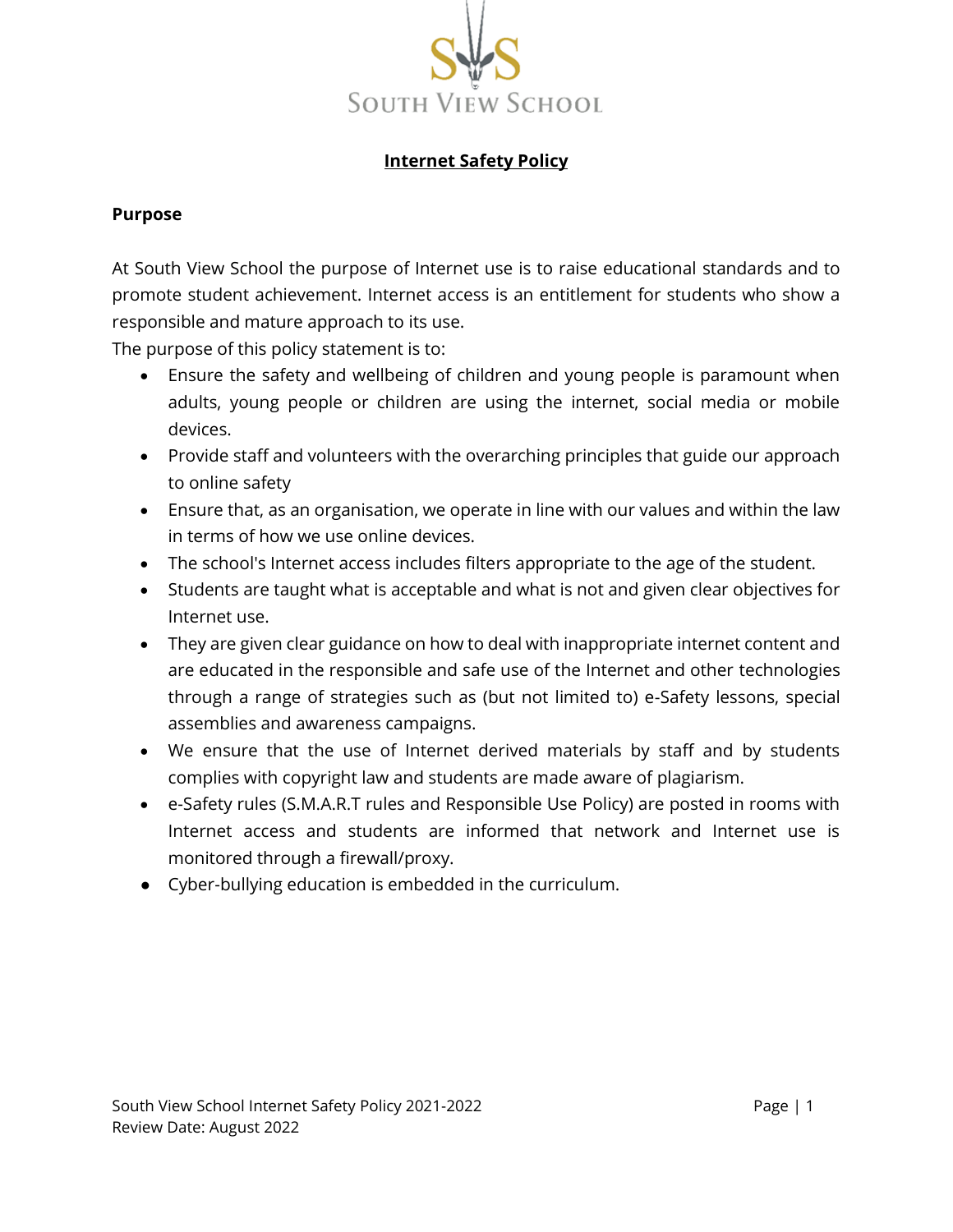SOUTH VIEW SCHOOL

# Internet Safety Policy

## Purpose

At South View School the purpose of Internet use is to raise educational standards and to promote student achievement. Internet access is an entitlement for students who show a responsible and mature approach to its use.

The purpose of this policy statement is to:

- Ensure the safety and wellbeing of children and young people is paramount when adults, young people or children are using the internet, social media or mobile devices.
- Provide staff and volunteers with the overarching principles that guide our approach to online safety
- Ensure that, as an organisation, we operate in line with our values and within the law in terms of how we use online devices.
- The school's Internet access includes filters appropriate to the age of the student.
- Students are taught what is acceptable and what is not and given clear objectives for Internet use.
- They are given clear guidance on how to deal with inappropriate internet content and are educated in the responsible and safe use of the Internet and other technologies through a range of strategies such as (but not limited to) e-Safety lessons, special assemblies and awareness campaigns.
- We ensure that the use of Internet derived materials by staff and by students complies with copyright law and students are made aware of plagiarism.
- e-Safety rules (S.M.A.R.T rules and Responsible Use Policy) are posted in rooms with Internet access and students are informed that network and Internet use is monitored through a firewall/proxy.
- Cyber-bullying education is embedded in the curriculum.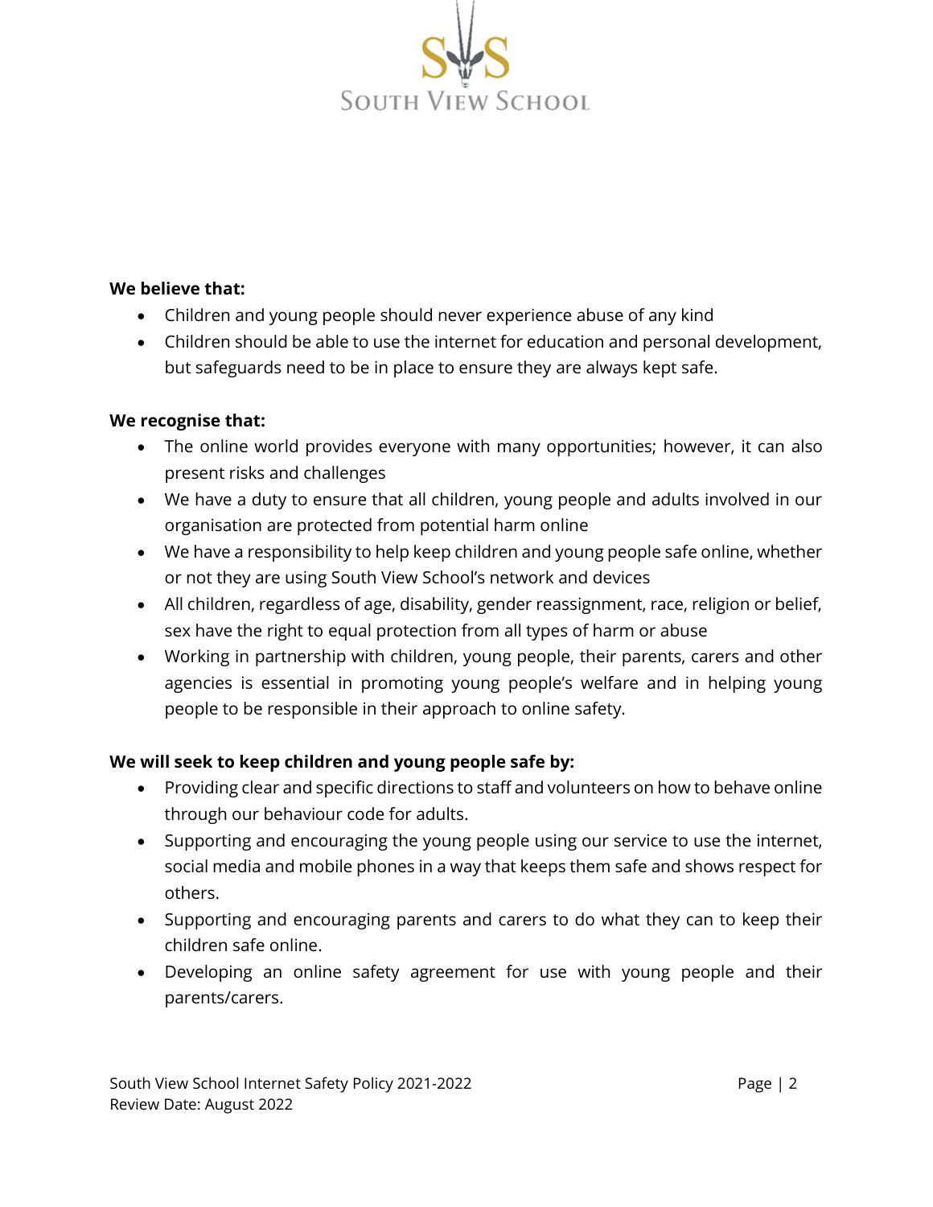**We believe that:**

- Children and young people should never experience abuse of any kind
- Children should be able to use the internet for education and personal development, but safeguards need to be in place to ensure they are always kept safe.

**We recognise that:**

- The online world provides everyone with many opportunities; however, it can also present risks and challenges
- We have a duty to ensure that all children, young people and adults involved in our organisation are protected from potential harm online
- We have a responsibility to help keep children and young people safe online, whether or not they are using South View School's network and devices
- All children, regardless of age, disability, gender reassignment, race, religion or belief, sex have the right to equal protection from all types of harm or abuse
- Working in partnership with children, young people, their parents, carers and other agencies is essential in promoting young people's welfare and in helping young people to be responsible in their approach to online safety.

**We will seek to keep children and young people safe by:**

- Providing clear and specific directions to staff and volunteers on how to behave online through our behaviour code for adults.
- Supporting and encouraging the young people using our service to use the internet, social media and mobile phones in a way that keeps them safe and shows respect for others.
- Supporting and encouraging parents and carers to do what they can to keep their children safe online.
- Developing an online safety agreement for use with young people and their parents/carers.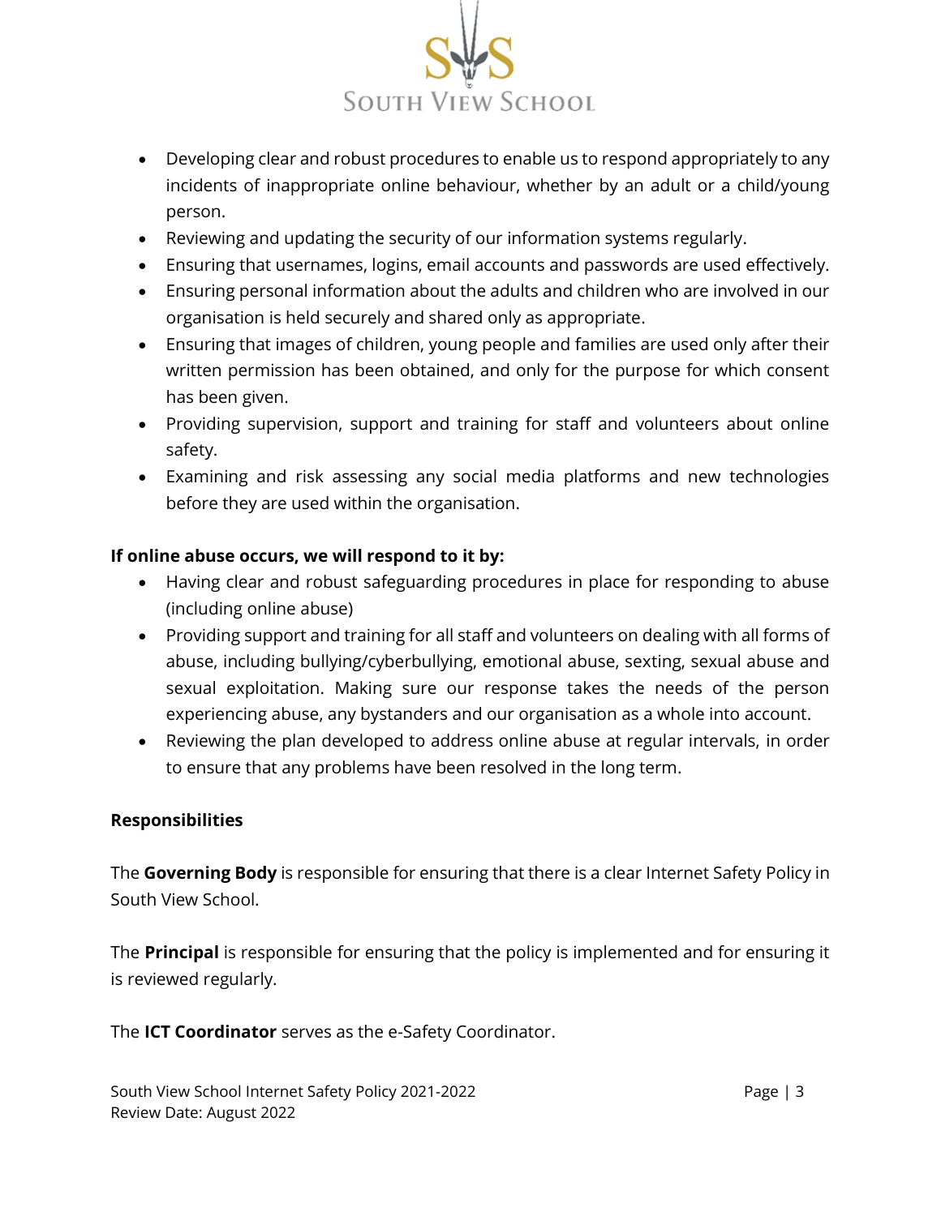- Developing clear and robust procedures to enable us to respond appropriately to any incidents of inappropriate online behaviour, whether by an adult or a child/young person.
- Reviewing and updating the security of our information systems regularly.
- Ensuring that usernames, logins, email accounts and passwords are used effectively.
- Ensuring personal information about the adults and children who are involved in our organisation is held securely and shared only as appropriate.
- Ensuring that images of children, young people and families are used only after their written permission has been obtained, and only for the purpose for which consent has been given.
- Providing supervision, support and training for staff and volunteers about online safety.
- Examining and risk assessing any social media platforms and new technologies before they are used within the organisation.

**If online abuse occurs, we will respond to it by:**

- Having clear and robust safeguarding procedures in place for responding to abuse (including online abuse)
- Providing support and training for all staff and volunteers on dealing with all forms of abuse, including bullying/cyberbullying, emotional abuse, sexting, sexual abuse and sexual exploitation. Making sure our response takes the needs of the person experiencing abuse, any bystanders and our organisation as a whole into account.
- Reviewing the plan developed to address online abuse at regular intervals, in order to ensure that any problems have been resolved in the long term.

**Responsibilities**

The **Governing Body** is responsible for ensuring that there is a clear Internet Safety Policy in South View School.

The **Principal** is responsible for ensuring that the policy is implemented and for ensuring it is reviewed regularly.

The **ICT Coordinator** serves as the e-Safety Coordinator.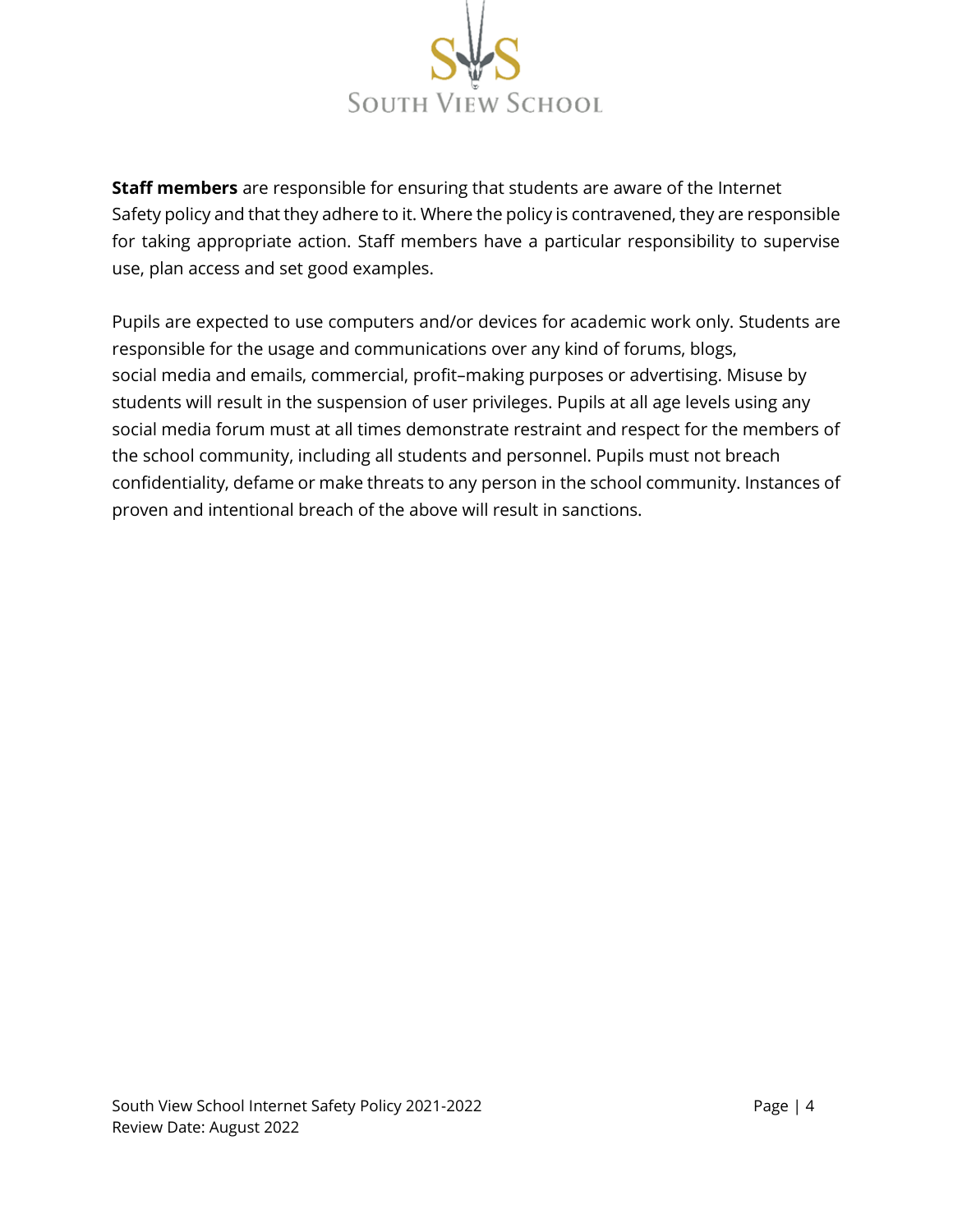**Staff members** are responsible for ensuring that students are aware of the Internet Safety policy and that they adhere to it. Where the policy is contravened, they are responsible for taking appropriate action. Staff members have a particular responsibility to supervise use, plan access and set good examples.

Pupils are expected to use computers and/or devices for academic work only. Students are responsible for the usage and communications over any kind of forums, blogs, social media and emails, commercial, profit–making purposes or advertising. Misuse by students will result in the suspension of user privileges. Pupils at all age levels using any social media forum must at all times demonstrate restraint and respect for the members of the school community, including all students and personnel. Pupils must not breach confidentiality, defame or make threats to any person in the school community. Instances of proven and intentional breach of the above will result in sanctions.